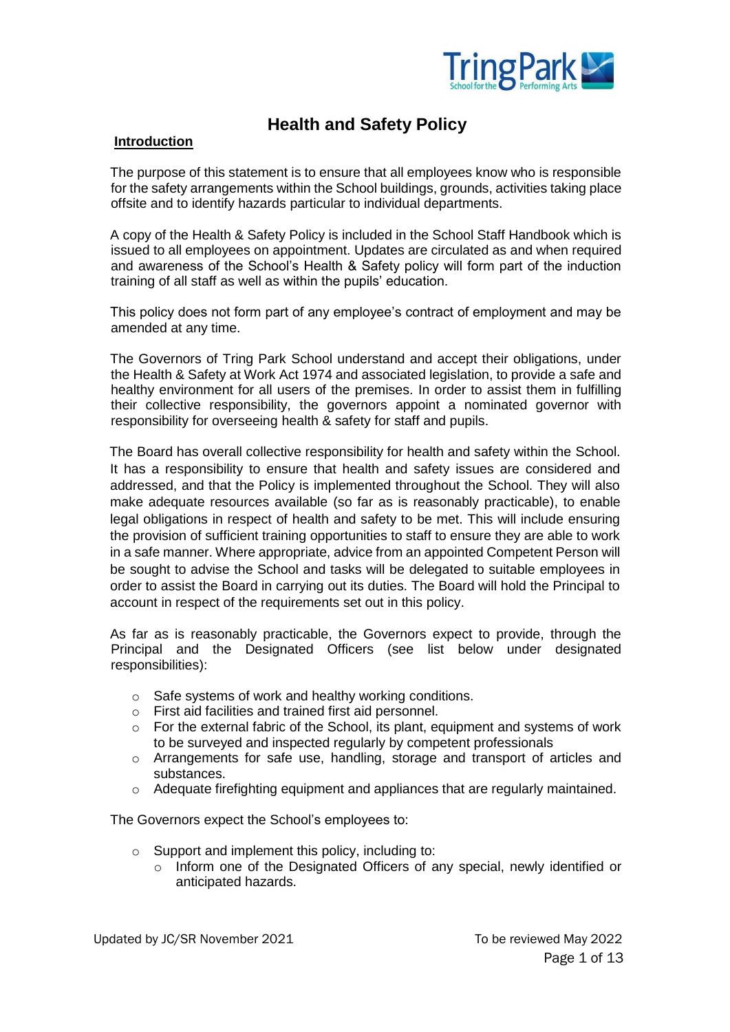# Health and Safety Policy

## Introduction

The purpose of this statement is to ensure that all employees know who is responsible for the safety arrangements within the School buildings, grounds, activities taking place offsite and to identify hazards particular to individual departments.

A copy of the Health & Safety Policy is included in the School Staff Handbook which is issued to all employees on appointment. Updates are circulated as and when required and awareness of the School's Health & Safety policy will form part of the induction training of all staff as well as within the pupils' education.

This policy does not form part of any employee's contract of employment and may be amended at any time.

The Governors of Tring Park School understand and accept their obligations, under the Health & Safety at Work Act 1974 and associated legislation, to provide a safe and healthy environment for all users of the premises. In order to assist them in fulfilling their collective responsibility, the governors appoint a nominated governor with responsibility for overseeing health & safety for staff and pupils.

The Board has overall collective responsibility for health and safety within the School. It has a responsibility to ensure that health and safety issues are considered and addressed, and that the Policy is implemented throughout the School. They will also make adequate resources available (so far as is reasonably practicable), to enable legal obligations in respect of health and safety to be met. This will include ensuring the provision of sufficient training opportunities to staff to ensure they are able to work in a safe manner. Where appropriate, advice from an appointed Competent Person will be sought to advise the School and tasks will be delegated to suitable employees in order to assist the Board in carrying out its duties. The Board will hold the Principal to account in respect of the requirements set out in this policy.

As far as is reasonably practicable, the Governors expect to provide, through the Principal and the Designated Officers (see list below under designated responsibilities):

- Safe systems of work and healthy working conditions.
- First aid facilities and trained first aid personnel.
- For the external fabric of the School, its plant, equipment and systems of work to be surveyed and inspected regularly by competent professionals
- Arrangements for safe use, handling, storage and transport of articles and substances.
- Adequate firefighting equipment and appliances that are regularly maintained.

The Governors expect the School's employees to:

- Support and implement this policy, including to:
  - Inform one of the Designated Officers of any special, newly identified or anticipated hazards.

Updated by JC/SR November 2021 — To be reviewed May 2022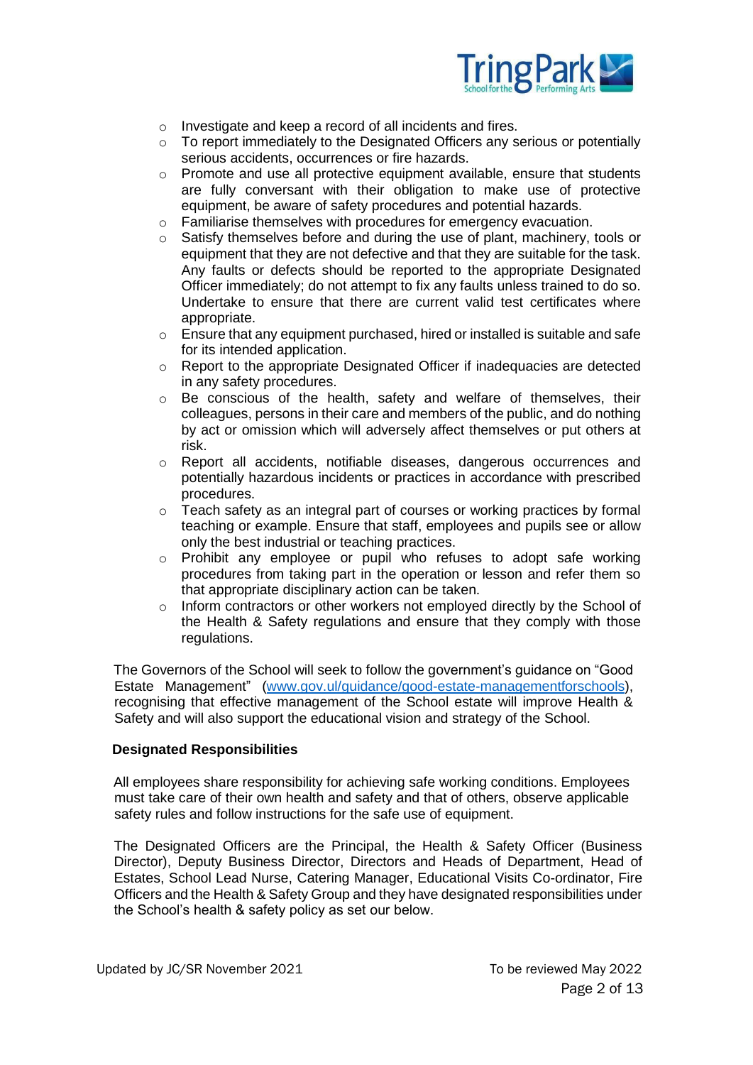- Investigate and keep a record of all incidents and fires.
- To report immediately to the Designated Officers any serious or potentially serious accidents, occurrences or fire hazards.
- Promote and use all protective equipment available, ensure that students are fully conversant with their obligation to make use of protective equipment, be aware of safety procedures and potential hazards.
- Familiarise themselves with procedures for emergency evacuation.
- Satisfy themselves before and during the use of plant, machinery, tools or equipment that they are not defective and that they are suitable for the task. Any faults or defects should be reported to the appropriate Designated Officer immediately; do not attempt to fix any faults unless trained to do so. Undertake to ensure that there are current valid test certificates where appropriate.
- Ensure that any equipment purchased, hired or installed is suitable and safe for its intended application.
- Report to the appropriate Designated Officer if inadequacies are detected in any safety procedures.
- Be conscious of the health, safety and welfare of themselves, their colleagues, persons in their care and members of the public, and do nothing by act or omission which will adversely affect themselves or put others at risk.
- Report all accidents, notifiable diseases, dangerous occurrences and potentially hazardous incidents or practices in accordance with prescribed procedures.
- Teach safety as an integral part of courses or working practices by formal teaching or example. Ensure that staff, employees and pupils see or allow only the best industrial or teaching practices.
- Prohibit any employee or pupil who refuses to adopt safe working procedures from taking part in the operation or lesson and refer them so that appropriate disciplinary action can be taken.
- Inform contractors or other workers not employed directly by the School of the Health & Safety regulations and ensure that they comply with those regulations.

The Governors of the School will seek to follow the government's guidance on "Good Estate Management" (www.gov.ul/guidance/good-estate-managementforschools), recognising that effective management of the School estate will improve Health & Safety and will also support the educational vision and strategy of the School.

**Designated Responsibilities**

All employees share responsibility for achieving safe working conditions. Employees must take care of their own health and safety and that of others, observe applicable safety rules and follow instructions for the safe use of equipment.

The Designated Officers are the Principal, the Health & Safety Officer (Business Director), Deputy Business Director, Directors and Heads of Department, Head of Estates, School Lead Nurse, Catering Manager, Educational Visits Co-ordinator, Fire Officers and the Health & Safety Group and they have designated responsibilities under the School's health & safety policy as set our below.

Updated by JC/SR November 2021 To be reviewed May 2022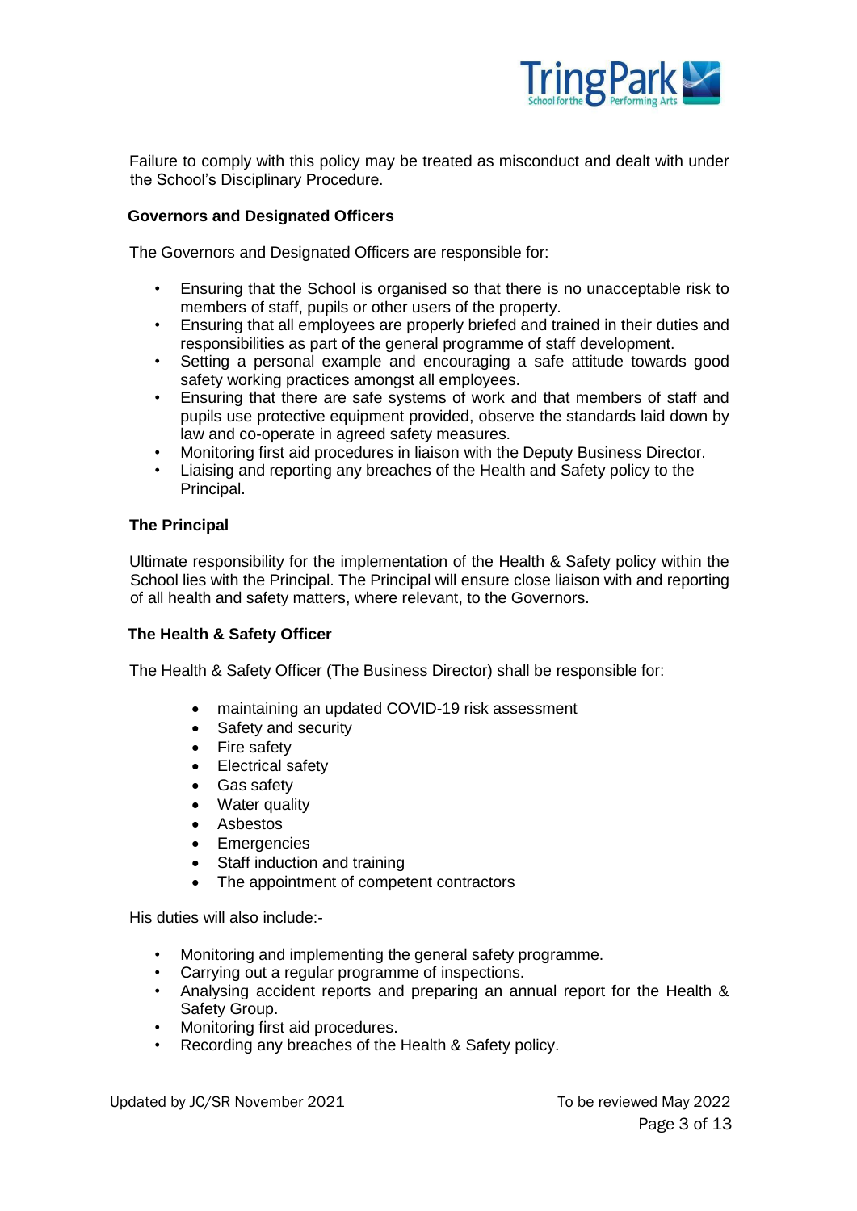Failure to comply with this policy may be treated as misconduct and dealt with under the School's Disciplinary Procedure.

**Governors and Designated Officers**

The Governors and Designated Officers are responsible for:

- Ensuring that the School is organised so that there is no unacceptable risk to members of staff, pupils or other users of the property.
- Ensuring that all employees are properly briefed and trained in their duties and responsibilities as part of the general programme of staff development.
- Setting a personal example and encouraging a safe attitude towards good safety working practices amongst all employees.
- Ensuring that there are safe systems of work and that members of staff and pupils use protective equipment provided, observe the standards laid down by law and co-operate in agreed safety measures.
- Monitoring first aid procedures in liaison with the Deputy Business Director.
- Liaising and reporting any breaches of the Health and Safety policy to the Principal.

**The Principal**

Ultimate responsibility for the implementation of the Health & Safety policy within the School lies with the Principal. The Principal will ensure close liaison with and reporting of all health and safety matters, where relevant, to the Governors.

**The Health & Safety Officer**

The Health & Safety Officer (The Business Director) shall be responsible for:

- maintaining an updated COVID-19 risk assessment
- Safety and security
- Fire safety
- Electrical safety
- Gas safety
- Water quality
- Asbestos
- Emergencies
- Staff induction and training
- The appointment of competent contractors

His duties will also include:-

- Monitoring and implementing the general safety programme.
- Carrying out a regular programme of inspections.
- Analysing accident reports and preparing an annual report for the Health & Safety Group.
- Monitoring first aid procedures.
- Recording any breaches of the Health & Safety policy.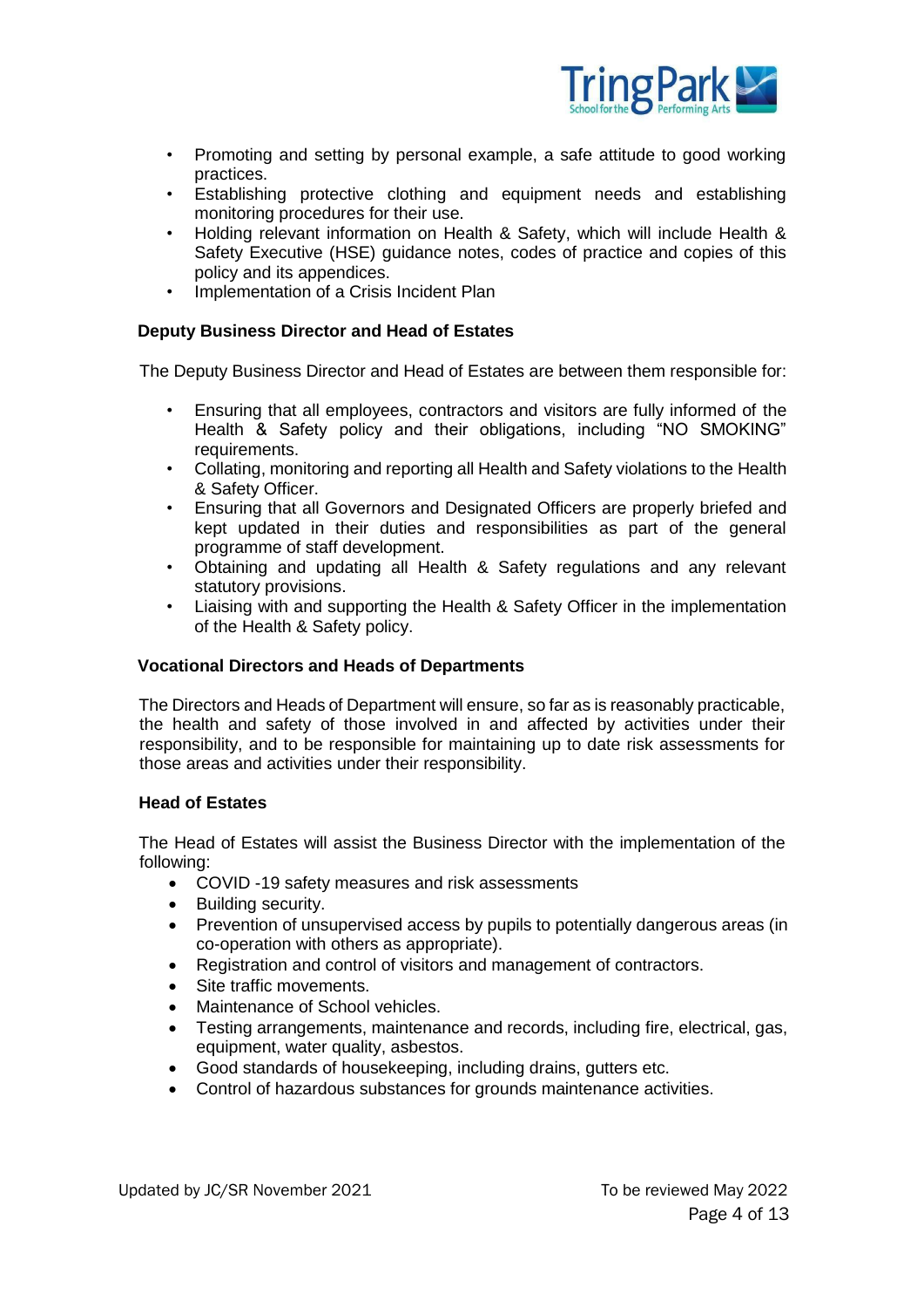- Promoting and setting by personal example, a safe attitude to good working practices.
- Establishing protective clothing and equipment needs and establishing monitoring procedures for their use.
- Holding relevant information on Health & Safety, which will include Health & Safety Executive (HSE) guidance notes, codes of practice and copies of this policy and its appendices.
- Implementation of a Crisis Incident Plan

**Deputy Business Director and Head of Estates**

The Deputy Business Director and Head of Estates are between them responsible for:

- Ensuring that all employees, contractors and visitors are fully informed of the Health & Safety policy and their obligations, including "NO SMOKING" requirements.
- Collating, monitoring and reporting all Health and Safety violations to the Health & Safety Officer.
- Ensuring that all Governors and Designated Officers are properly briefed and kept updated in their duties and responsibilities as part of the general programme of staff development.
- Obtaining and updating all Health & Safety regulations and any relevant statutory provisions.
- Liaising with and supporting the Health & Safety Officer in the implementation of the Health & Safety policy.

**Vocational Directors and Heads of Departments**

The Directors and Heads of Department will ensure, so far as is reasonably practicable, the health and safety of those involved in and affected by activities under their responsibility, and to be responsible for maintaining up to date risk assessments for those areas and activities under their responsibility.

**Head of Estates**

The Head of Estates will assist the Business Director with the implementation of the following:

- COVID -19 safety measures and risk assessments
- Building security.
- Prevention of unsupervised access by pupils to potentially dangerous areas (in co-operation with others as appropriate).
- Registration and control of visitors and management of contractors.
- Site traffic movements.
- Maintenance of School vehicles.
- Testing arrangements, maintenance and records, including fire, electrical, gas, equipment, water quality, asbestos.
- Good standards of housekeeping, including drains, gutters etc.
- Control of hazardous substances for grounds maintenance activities.

Updated by JC/SR November 2021 To be reviewed May 2022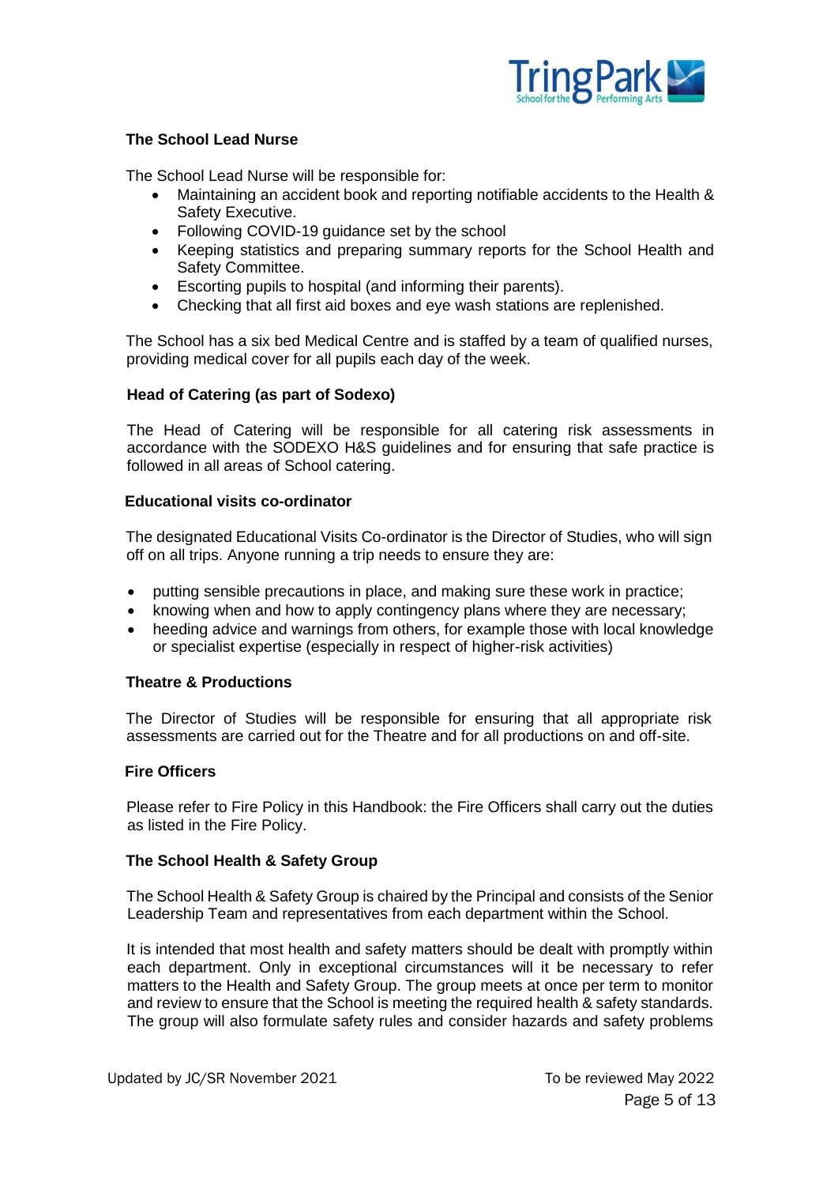### The School Lead Nurse

The School Lead Nurse will be responsible for:

- Maintaining an accident book and reporting notifiable accidents to the Health & Safety Executive.
- Following COVID-19 guidance set by the school
- Keeping statistics and preparing summary reports for the School Health and Safety Committee.
- Escorting pupils to hospital (and informing their parents).
- Checking that all first aid boxes and eye wash stations are replenished.

The School has a six bed Medical Centre and is staffed by a team of qualified nurses, providing medical cover for all pupils each day of the week.

### Head of Catering (as part of Sodexo)

The Head of Catering will be responsible for all catering risk assessments in accordance with the SODEXO H&S guidelines and for ensuring that safe practice is followed in all areas of School catering.

### Educational visits co-ordinator

The designated Educational Visits Co-ordinator is the Director of Studies, who will sign off on all trips. Anyone running a trip needs to ensure they are:

- putting sensible precautions in place, and making sure these work in practice;
- knowing when and how to apply contingency plans where they are necessary;
- heeding advice and warnings from others, for example those with local knowledge or specialist expertise (especially in respect of higher-risk activities)

### Theatre & Productions

The Director of Studies will be responsible for ensuring that all appropriate risk assessments are carried out for the Theatre and for all productions on and off-site.

### Fire Officers

Please refer to Fire Policy in this Handbook: the Fire Officers shall carry out the duties as listed in the Fire Policy.

### The School Health & Safety Group

The School Health & Safety Group is chaired by the Principal and consists of the Senior Leadership Team and representatives from each department within the School.

It is intended that most health and safety matters should be dealt with promptly within each department. Only in exceptional circumstances will it be necessary to refer matters to the Health and Safety Group. The group meets at once per term to monitor and review to ensure that the School is meeting the required health & safety standards. The group will also formulate safety rules and consider hazards and safety problems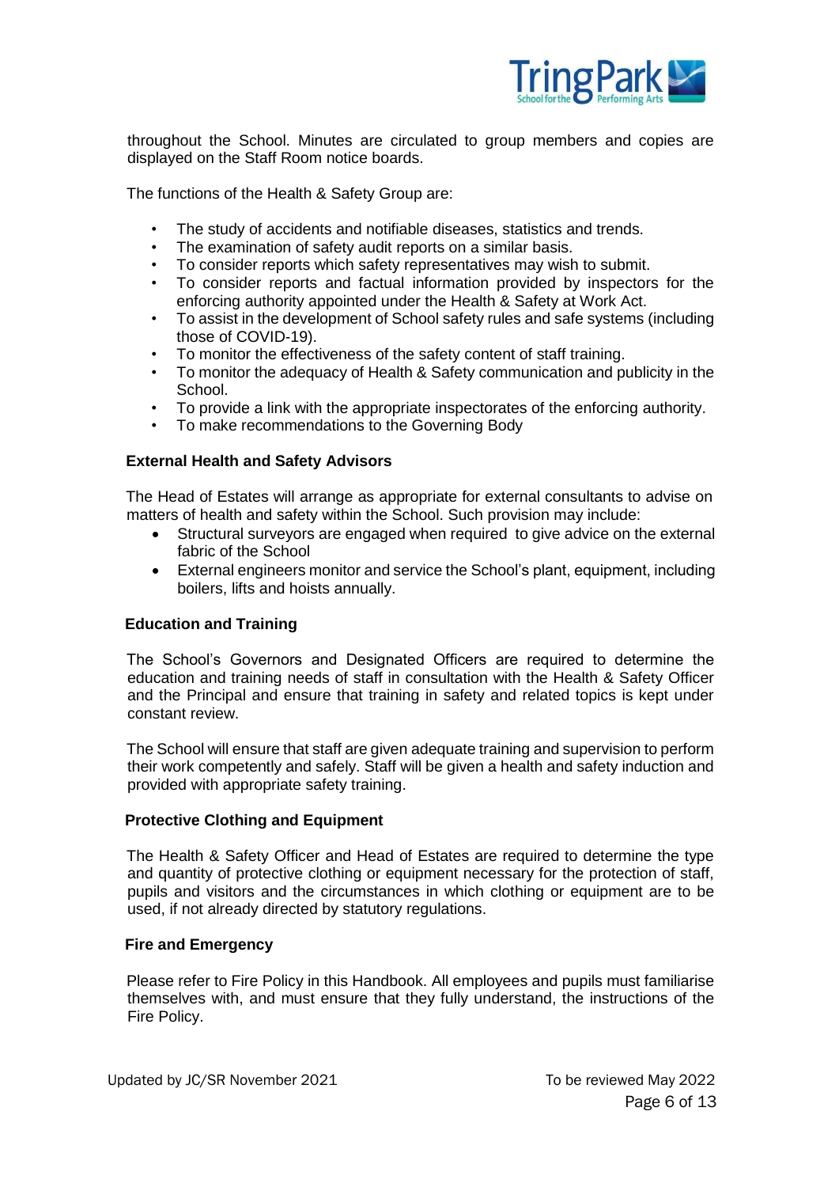throughout the School. Minutes are circulated to group members and copies are displayed on the Staff Room notice boards.

The functions of the Health & Safety Group are:

- The study of accidents and notifiable diseases, statistics and trends.
- The examination of safety audit reports on a similar basis.
- To consider reports which safety representatives may wish to submit.
- To consider reports and factual information provided by inspectors for the enforcing authority appointed under the Health & Safety at Work Act.
- To assist in the development of School safety rules and safe systems (including those of COVID-19).
- To monitor the effectiveness of the safety content of staff training.
- To monitor the adequacy of Health & Safety communication and publicity in the School.
- To provide a link with the appropriate inspectorates of the enforcing authority.
- To make recommendations to the Governing Body

**External Health and Safety Advisors**

The Head of Estates will arrange as appropriate for external consultants to advise on matters of health and safety within the School. Such provision may include:

- Structural surveyors are engaged when required to give advice on the external fabric of the School
- External engineers monitor and service the School's plant, equipment, including boilers, lifts and hoists annually.

**Education and Training**

The School's Governors and Designated Officers are required to determine the education and training needs of staff in consultation with the Health & Safety Officer and the Principal and ensure that training in safety and related topics is kept under constant review.

The School will ensure that staff are given adequate training and supervision to perform their work competently and safely. Staff will be given a health and safety induction and provided with appropriate safety training.

**Protective Clothing and Equipment**

The Health & Safety Officer and Head of Estates are required to determine the type and quantity of protective clothing or equipment necessary for the protection of staff, pupils and visitors and the circumstances in which clothing or equipment are to be used, if not already directed by statutory regulations.

**Fire and Emergency**

Please refer to Fire Policy in this Handbook. All employees and pupils must familiarise themselves with, and must ensure that they fully understand, the instructions of the Fire Policy.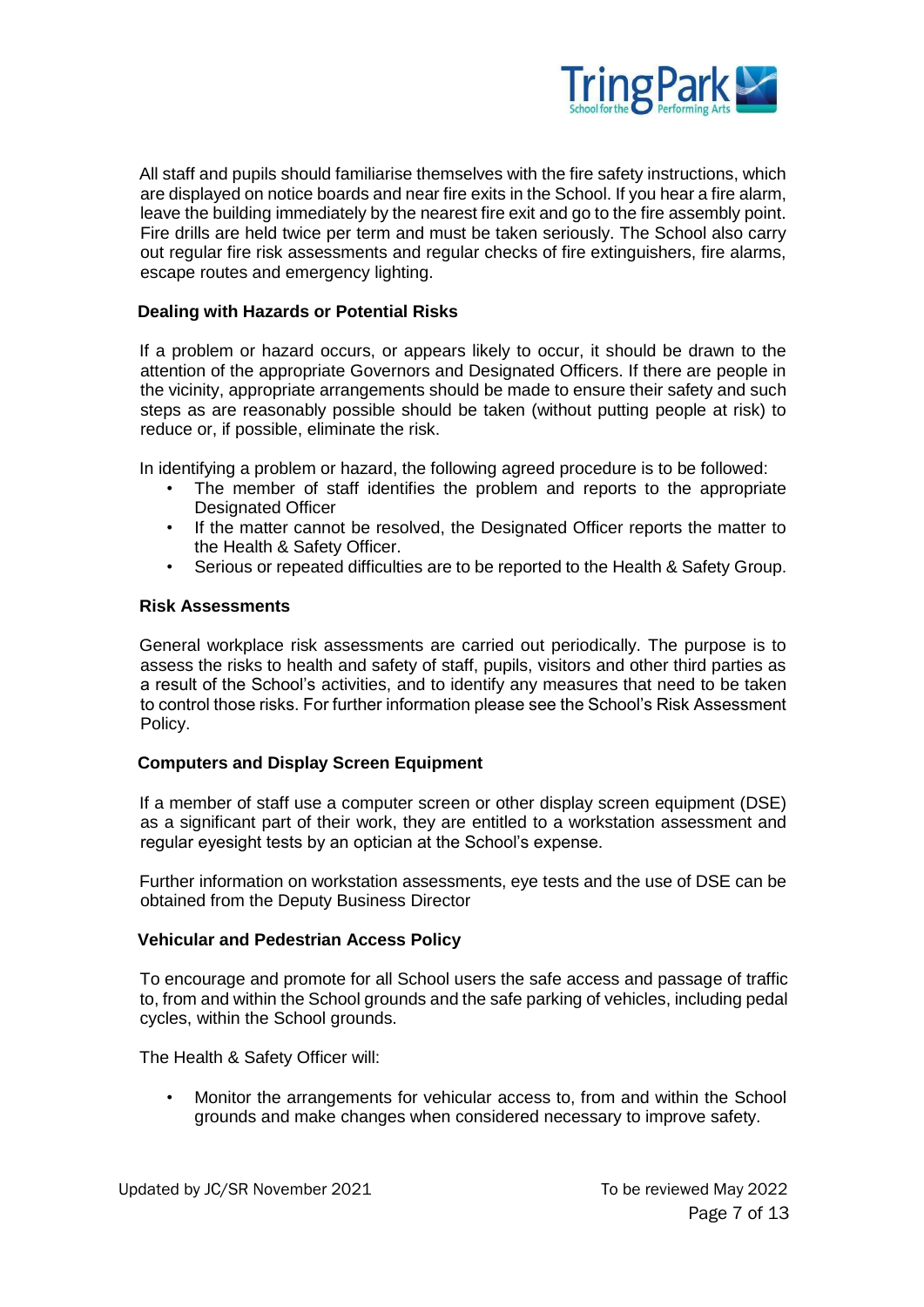All staff and pupils should familiarise themselves with the fire safety instructions, which are displayed on notice boards and near fire exits in the School. If you hear a fire alarm, leave the building immediately by the nearest fire exit and go to the fire assembly point. Fire drills are held twice per term and must be taken seriously. The School also carry out regular fire risk assessments and regular checks of fire extinguishers, fire alarms, escape routes and emergency lighting.

**Dealing with Hazards or Potential Risks**

If a problem or hazard occurs, or appears likely to occur, it should be drawn to the attention of the appropriate Governors and Designated Officers. If there are people in the vicinity, appropriate arrangements should be made to ensure their safety and such steps as are reasonably possible should be taken (without putting people at risk) to reduce or, if possible, eliminate the risk.

In identifying a problem or hazard, the following agreed procedure is to be followed:

- The member of staff identifies the problem and reports to the appropriate Designated Officer
- If the matter cannot be resolved, the Designated Officer reports the matter to the Health & Safety Officer.
- Serious or repeated difficulties are to be reported to the Health & Safety Group.

**Risk Assessments**

General workplace risk assessments are carried out periodically. The purpose is to assess the risks to health and safety of staff, pupils, visitors and other third parties as a result of the School's activities, and to identify any measures that need to be taken to control those risks. For further information please see the School's Risk Assessment Policy.

**Computers and Display Screen Equipment**

If a member of staff use a computer screen or other display screen equipment (DSE) as a significant part of their work, they are entitled to a workstation assessment and regular eyesight tests by an optician at the School's expense.

Further information on workstation assessments, eye tests and the use of DSE can be obtained from the Deputy Business Director

**Vehicular and Pedestrian Access Policy**

To encourage and promote for all School users the safe access and passage of traffic to, from and within the School grounds and the safe parking of vehicles, including pedal cycles, within the School grounds.

The Health & Safety Officer will:

- Monitor the arrangements for vehicular access to, from and within the School grounds and make changes when considered necessary to improve safety.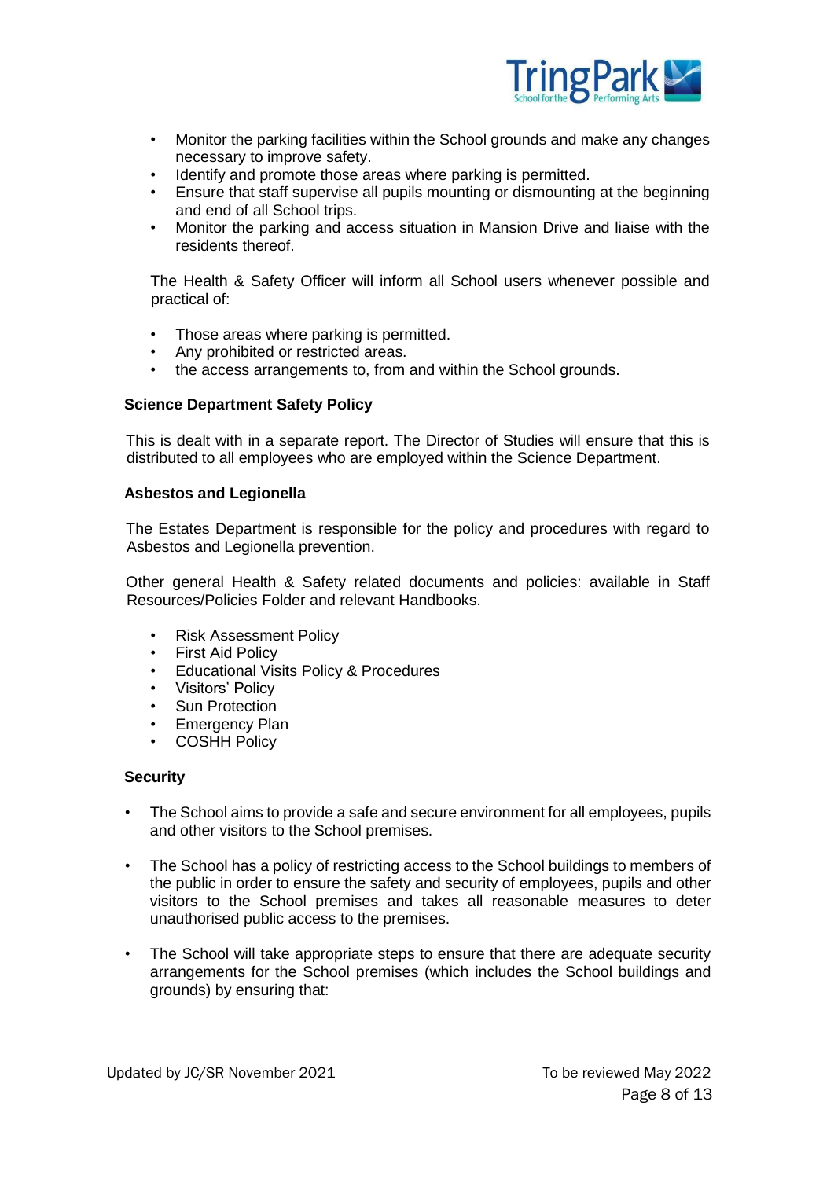- Monitor the parking facilities within the School grounds and make any changes necessary to improve safety.
- Identify and promote those areas where parking is permitted.
- Ensure that staff supervise all pupils mounting or dismounting at the beginning and end of all School trips.
- Monitor the parking and access situation in Mansion Drive and liaise with the residents thereof.

The Health & Safety Officer will inform all School users whenever possible and practical of:

- Those areas where parking is permitted.
- Any prohibited or restricted areas.
- the access arrangements to, from and within the School grounds.

**Science Department Safety Policy**

This is dealt with in a separate report. The Director of Studies will ensure that this is distributed to all employees who are employed within the Science Department.

**Asbestos and Legionella**

The Estates Department is responsible for the policy and procedures with regard to Asbestos and Legionella prevention.

Other general Health & Safety related documents and policies: available in Staff Resources/Policies Folder and relevant Handbooks.

- Risk Assessment Policy
- First Aid Policy
- Educational Visits Policy & Procedures
- Visitors' Policy
- Sun Protection
- Emergency Plan
- COSHH Policy

**Security**

- The School aims to provide a safe and secure environment for all employees, pupils and other visitors to the School premises.
- The School has a policy of restricting access to the School buildings to members of the public in order to ensure the safety and security of employees, pupils and other visitors to the School premises and takes all reasonable measures to deter unauthorised public access to the premises.
- The School will take appropriate steps to ensure that there are adequate security arrangements for the School premises (which includes the School buildings and grounds) by ensuring that: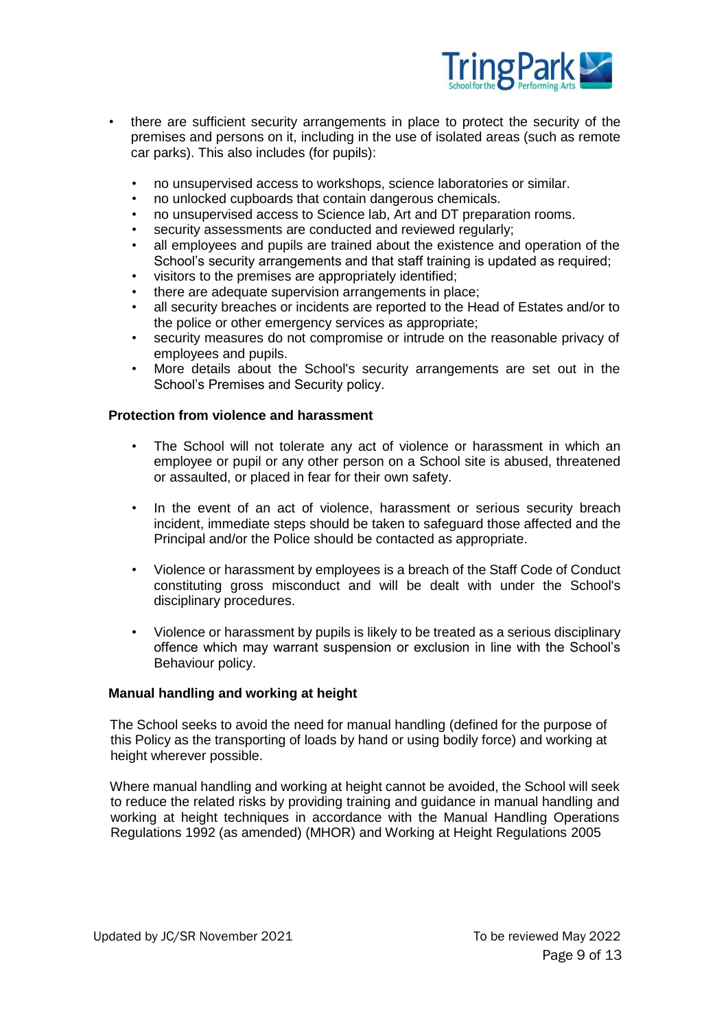- there are sufficient security arrangements in place to protect the security of the premises and persons on it, including in the use of isolated areas (such as remote car parks). This also includes (for pupils):
  - no unsupervised access to workshops, science laboratories or similar.
  - no unlocked cupboards that contain dangerous chemicals.
  - no unsupervised access to Science lab, Art and DT preparation rooms.
  - security assessments are conducted and reviewed regularly;
  - all employees and pupils are trained about the existence and operation of the School's security arrangements and that staff training is updated as required;
  - visitors to the premises are appropriately identified;
  - there are adequate supervision arrangements in place;
  - all security breaches or incidents are reported to the Head of Estates and/or to the police or other emergency services as appropriate;
  - security measures do not compromise or intrude on the reasonable privacy of employees and pupils.
  - More details about the School's security arrangements are set out in the School's Premises and Security policy.

**Protection from violence and harassment**

- The School will not tolerate any act of violence or harassment in which an employee or pupil or any other person on a School site is abused, threatened or assaulted, or placed in fear for their own safety.
- In the event of an act of violence, harassment or serious security breach incident, immediate steps should be taken to safeguard those affected and the Principal and/or the Police should be contacted as appropriate.
- Violence or harassment by employees is a breach of the Staff Code of Conduct constituting gross misconduct and will be dealt with under the School's disciplinary procedures.
- Violence or harassment by pupils is likely to be treated as a serious disciplinary offence which may warrant suspension or exclusion in line with the School's Behaviour policy.

**Manual handling and working at height**

The School seeks to avoid the need for manual handling (defined for the purpose of this Policy as the transporting of loads by hand or using bodily force) and working at height wherever possible.

Where manual handling and working at height cannot be avoided, the School will seek to reduce the related risks by providing training and guidance in manual handling and working at height techniques in accordance with the Manual Handling Operations Regulations 1992 (as amended) (MHOR) and Working at Height Regulations 2005

Updated by JC/SR November 2021 To be reviewed May 2022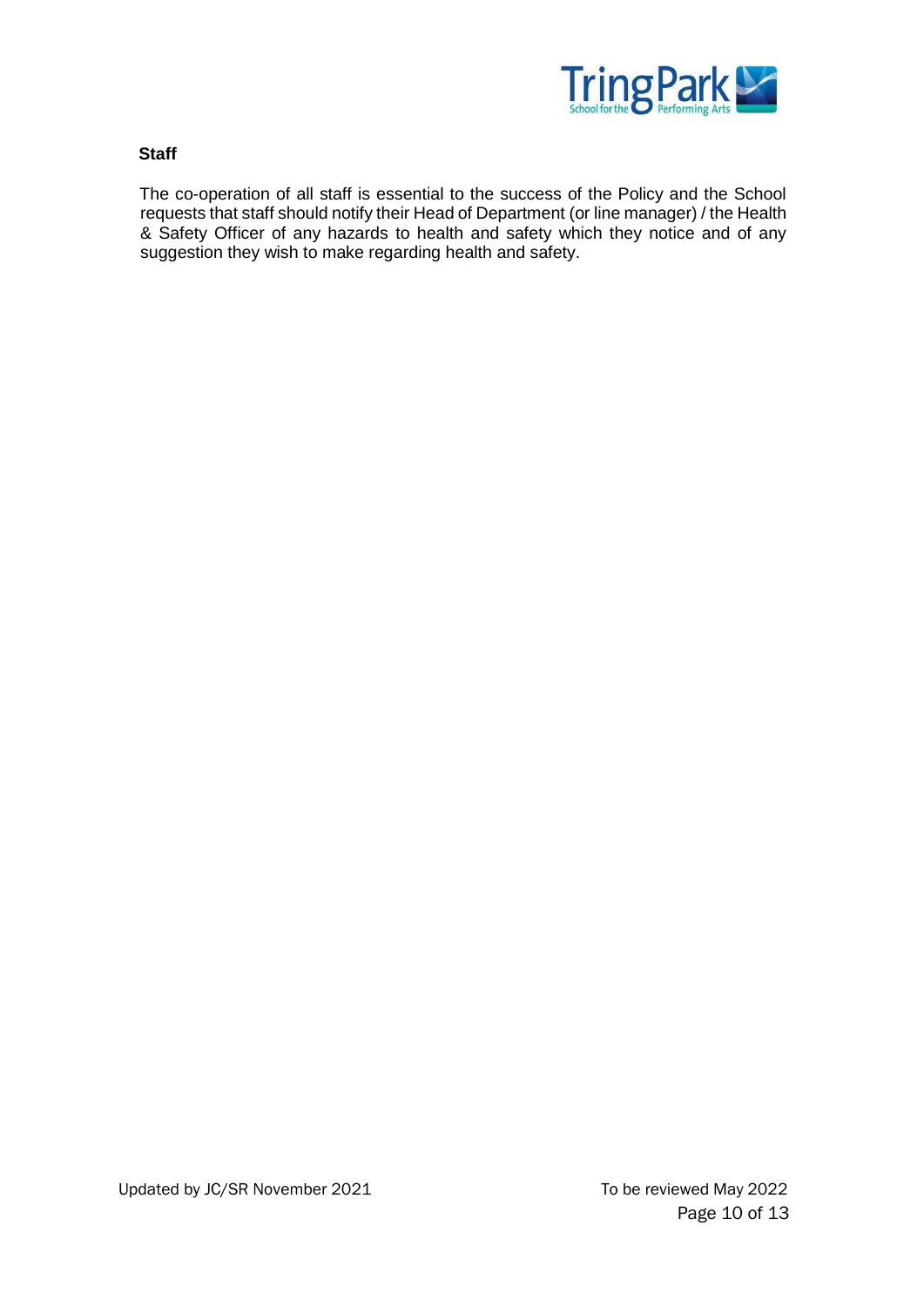**Staff**

The co-operation of all staff is essential to the success of the Policy and the School requests that staff should notify their Head of Department (or line manager) / the Health & Safety Officer of any hazards to health and safety which they notice and of any suggestion they wish to make regarding health and safety.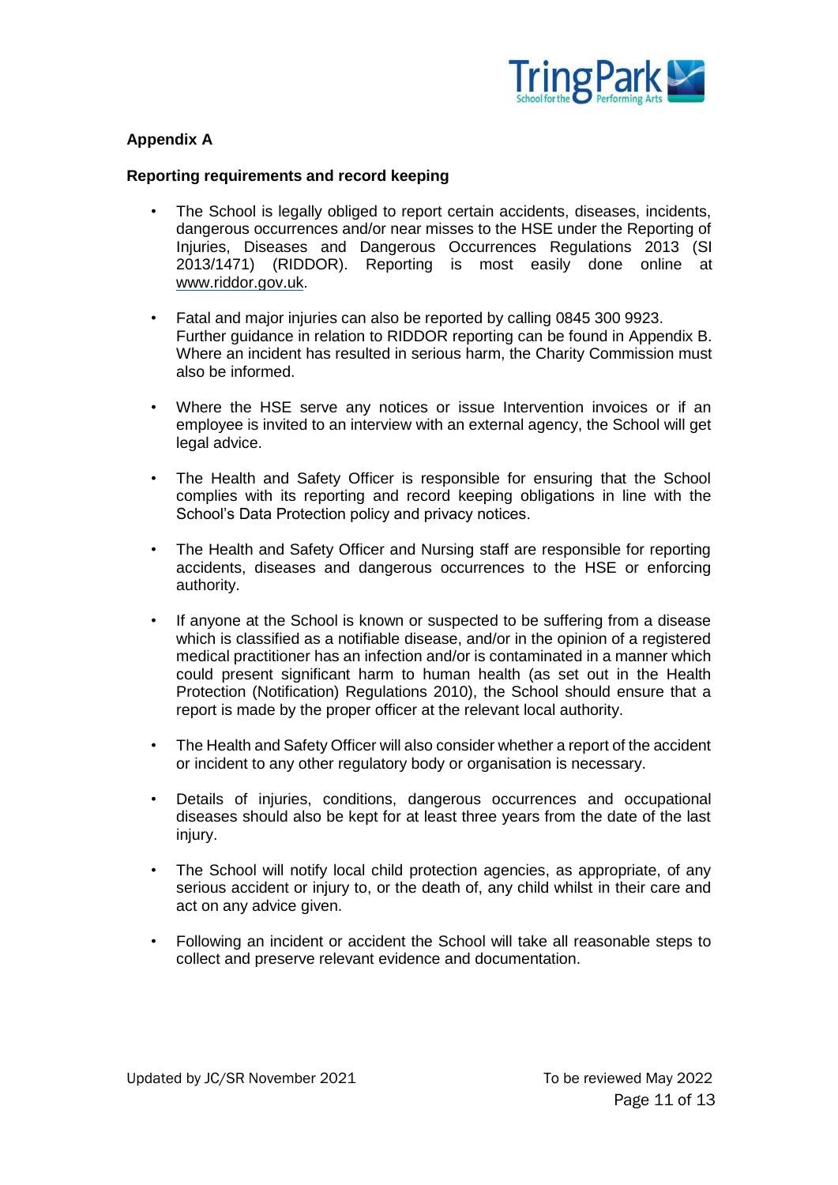**Appendix A**

**Reporting requirements and record keeping**

- The School is legally obliged to report certain accidents, diseases, incidents, dangerous occurrences and/or near misses to the HSE under the Reporting of Injuries, Diseases and Dangerous Occurrences Regulations 2013 (SI 2013/1471) (RIDDOR). Reporting is most easily done online at www.riddor.gov.uk.

- Fatal and major injuries can also be reported by calling 0845 300 9923. Further guidance in relation to RIDDOR reporting can be found in Appendix B. Where an incident has resulted in serious harm, the Charity Commission must also be informed.

- Where the HSE serve any notices or issue Intervention invoices or if an employee is invited to an interview with an external agency, the School will get legal advice.

- The Health and Safety Officer is responsible for ensuring that the School complies with its reporting and record keeping obligations in line with the School's Data Protection policy and privacy notices.

- The Health and Safety Officer and Nursing staff are responsible for reporting accidents, diseases and dangerous occurrences to the HSE or enforcing authority.

- If anyone at the School is known or suspected to be suffering from a disease which is classified as a notifiable disease, and/or in the opinion of a registered medical practitioner has an infection and/or is contaminated in a manner which could present significant harm to human health (as set out in the Health Protection (Notification) Regulations 2010), the School should ensure that a report is made by the proper officer at the relevant local authority.

- The Health and Safety Officer will also consider whether a report of the accident or incident to any other regulatory body or organisation is necessary.

- Details of injuries, conditions, dangerous occurrences and occupational diseases should also be kept for at least three years from the date of the last injury.

- The School will notify local child protection agencies, as appropriate, of any serious accident or injury to, or the death of, any child whilst in their care and act on any advice given.

- Following an incident or accident the School will take all reasonable steps to collect and preserve relevant evidence and documentation.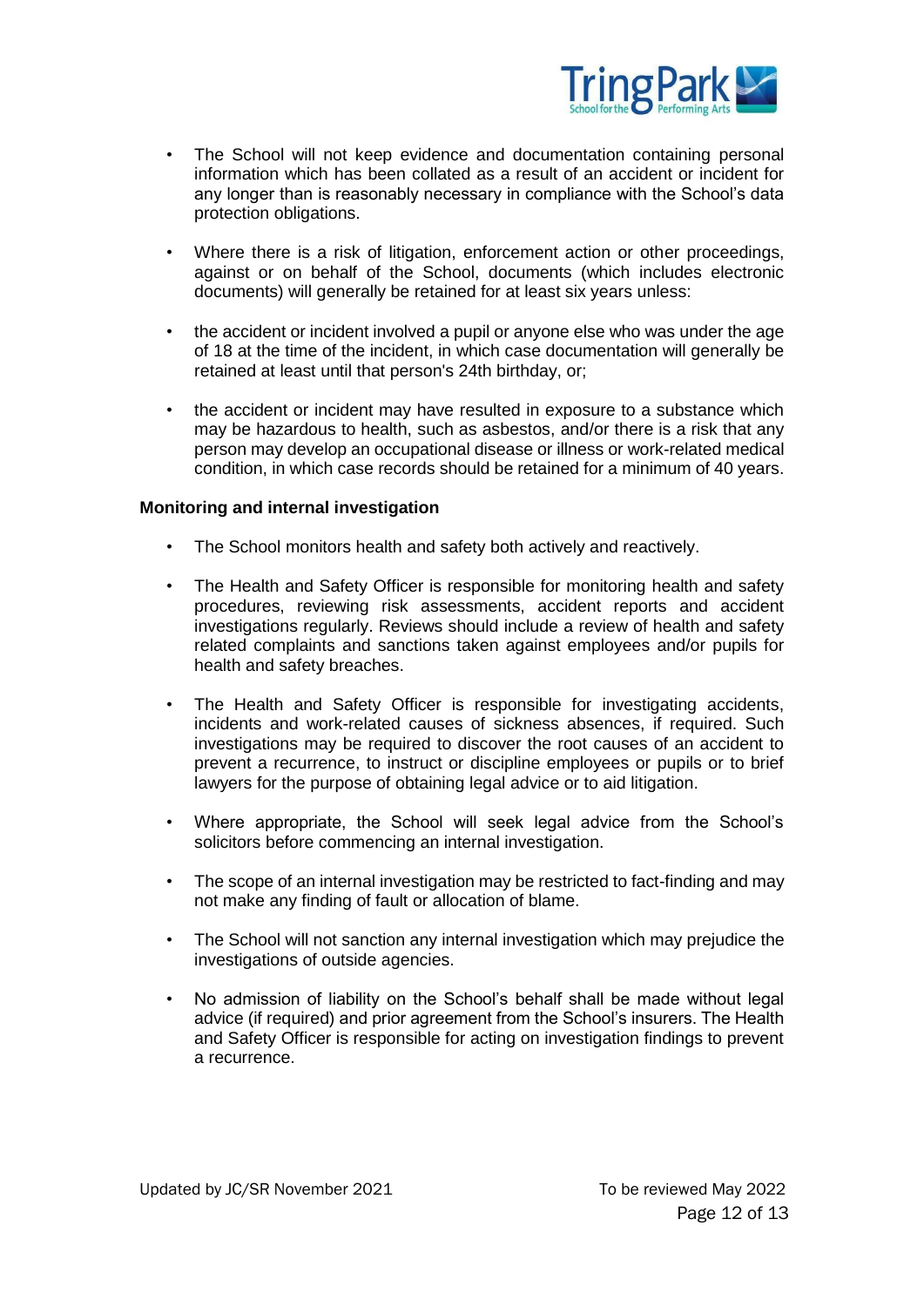- The School will not keep evidence and documentation containing personal information which has been collated as a result of an accident or incident for any longer than is reasonably necessary in compliance with the School's data protection obligations.

- Where there is a risk of litigation, enforcement action or other proceedings, against or on behalf of the School, documents (which includes electronic documents) will generally be retained for at least six years unless:

- the accident or incident involved a pupil or anyone else who was under the age of 18 at the time of the incident, in which case documentation will generally be retained at least until that person's 24th birthday, or;

- the accident or incident may have resulted in exposure to a substance which may be hazardous to health, such as asbestos, and/or there is a risk that any person may develop an occupational disease or illness or work-related medical condition, in which case records should be retained for a minimum of 40 years.

**Monitoring and internal investigation**

- The School monitors health and safety both actively and reactively.

- The Health and Safety Officer is responsible for monitoring health and safety procedures, reviewing risk assessments, accident reports and accident investigations regularly. Reviews should include a review of health and safety related complaints and sanctions taken against employees and/or pupils for health and safety breaches.

- The Health and Safety Officer is responsible for investigating accidents, incidents and work-related causes of sickness absences, if required. Such investigations may be required to discover the root causes of an accident to prevent a recurrence, to instruct or discipline employees or pupils or to brief lawyers for the purpose of obtaining legal advice or to aid litigation.

- Where appropriate, the School will seek legal advice from the School's solicitors before commencing an internal investigation.

- The scope of an internal investigation may be restricted to fact-finding and may not make any finding of fault or allocation of blame.

- The School will not sanction any internal investigation which may prejudice the investigations of outside agencies.

- No admission of liability on the School's behalf shall be made without legal advice (if required) and prior agreement from the School's insurers. The Health and Safety Officer is responsible for acting on investigation findings to prevent a recurrence.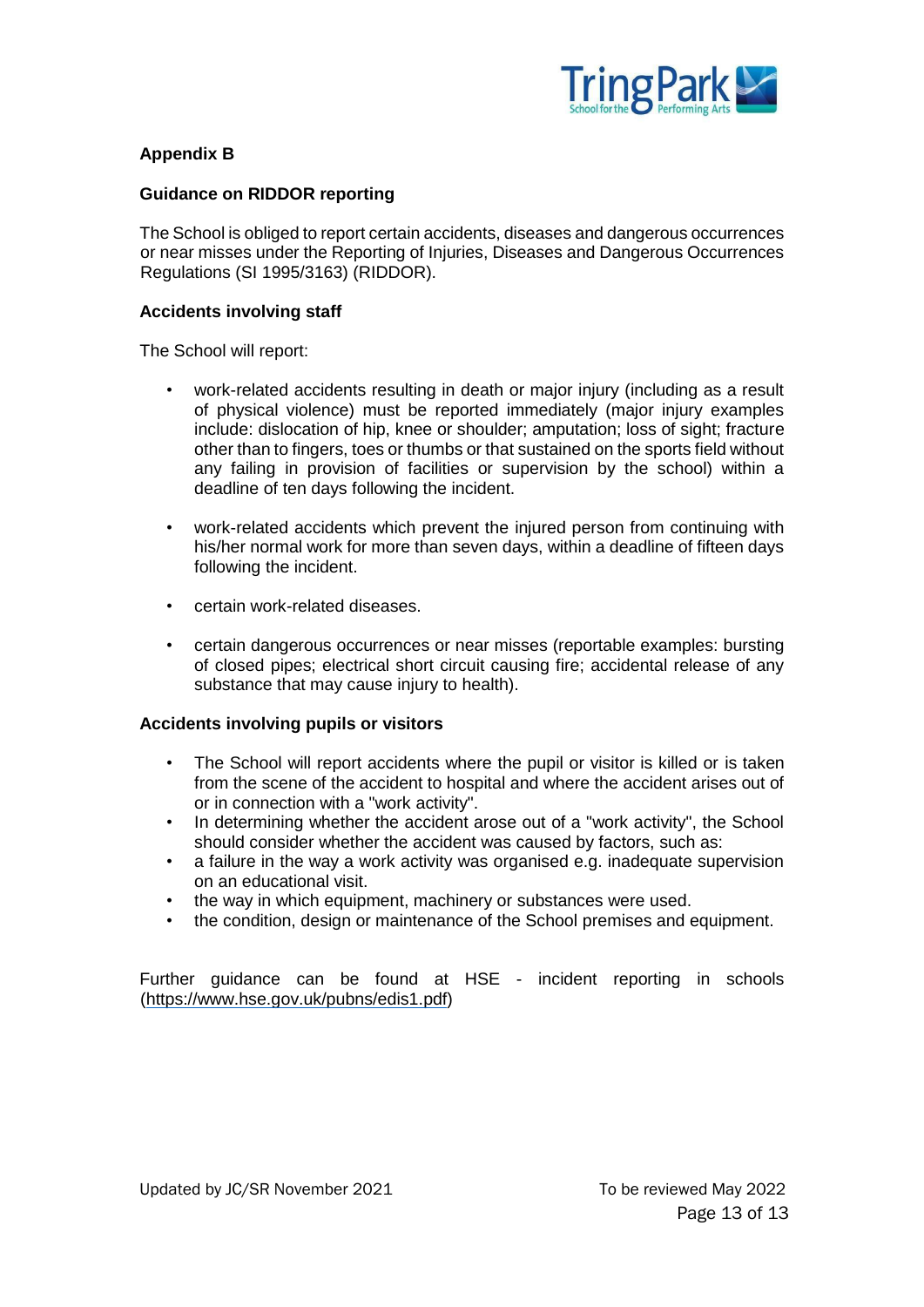**Appendix B**

**Guidance on RIDDOR reporting**

The School is obliged to report certain accidents, diseases and dangerous occurrences or near misses under the Reporting of Injuries, Diseases and Dangerous Occurrences Regulations (SI 1995/3163) (RIDDOR).

**Accidents involving staff**

The School will report:

- work-related accidents resulting in death or major injury (including as a result of physical violence) must be reported immediately (major injury examples include: dislocation of hip, knee or shoulder; amputation; loss of sight; fracture other than to fingers, toes or thumbs or that sustained on the sports field without any failing in provision of facilities or supervision by the school) within a deadline of ten days following the incident.
- work-related accidents which prevent the injured person from continuing with his/her normal work for more than seven days, within a deadline of fifteen days following the incident.
- certain work-related diseases.
- certain dangerous occurrences or near misses (reportable examples: bursting of closed pipes; electrical short circuit causing fire; accidental release of any substance that may cause injury to health).

**Accidents involving pupils or visitors**

- The School will report accidents where the pupil or visitor is killed or is taken from the scene of the accident to hospital and where the accident arises out of or in connection with a "work activity".
- In determining whether the accident arose out of a "work activity", the School should consider whether the accident was caused by factors, such as:
- a failure in the way a work activity was organised e.g. inadequate supervision on an educational visit.
- the way in which equipment, machinery or substances were used.
- the condition, design or maintenance of the School premises and equipment.

Further guidance can be found at HSE - incident reporting in schools (https://www.hse.gov.uk/pubns/edis1.pdf)

Updated by JC/SR November 2021

To be reviewed May 2022